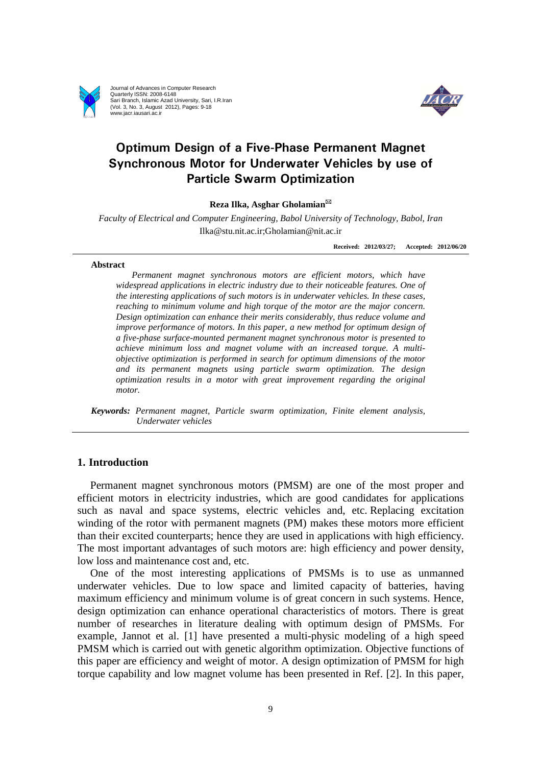# Optimum Design of a Five-Phase Permanent Magnet Synchronous Motor for Underwater Vehicles by use of Particle Swarm Optimization

**Reza Ilka, Asghar Gholamian**[✉]

*Faculty of Electrical and Computer Engineering, Babol University of Technology, Babol, Iran*

Ilka@stu.nit.ac.ir;Gholamian@nit.ac.ir

**Received: 2012/03/27; Accepted: 2012/06/20**

---

**Abstract**

*Permanent magnet synchronous motors are efficient motors, which have widespread applications in electric industry due to their noticeable features. One of the interesting applications of such motors is in underwater vehicles. In these cases, reaching to minimum volume and high torque of the motor are the major concern. Design optimization can enhance their merits considerably, thus reduce volume and improve performance of motors. In this paper, a new method for optimum design of a five-phase surface-mounted permanent magnet synchronous motor is presented to achieve minimum loss and magnet volume with an increased torque. A multi-objective optimization is performed in search for optimum dimensions of the motor and its permanent magnets using particle swarm optimization. The design optimization results in a motor with great improvement regarding the original motor.*

***Keywords:*** *Permanent magnet, Particle swarm optimization, Finite element analysis, Underwater vehicles*

---

## 1. Introduction

Permanent magnet synchronous motors (PMSM) are one of the most proper and efficient motors in electricity industries, which are good candidates for applications such as naval and space systems, electric vehicles and, etc. Replacing excitation winding of the rotor with permanent magnets (PM) makes these motors more efficient than their excited counterparts; hence they are used in applications with high efficiency. The most important advantages of such motors are: high efficiency and power density, low loss and maintenance cost and, etc.

One of the most interesting applications of PMSMs is to use as unmanned underwater vehicles. Due to low space and limited capacity of batteries, having maximum efficiency and minimum volume is of great concern in such systems. Hence, design optimization can enhance operational characteristics of motors. There is great number of researches in literature dealing with optimum design of PMSMs. For example, Jannot et al. [1] have presented a multi-physic modeling of a high speed PMSM which is carried out with genetic algorithm optimization. Objective functions of this paper are efficiency and weight of motor. A design optimization of PMSM for high torque capability and low magnet volume has been presented in Ref. [2]. In this paper,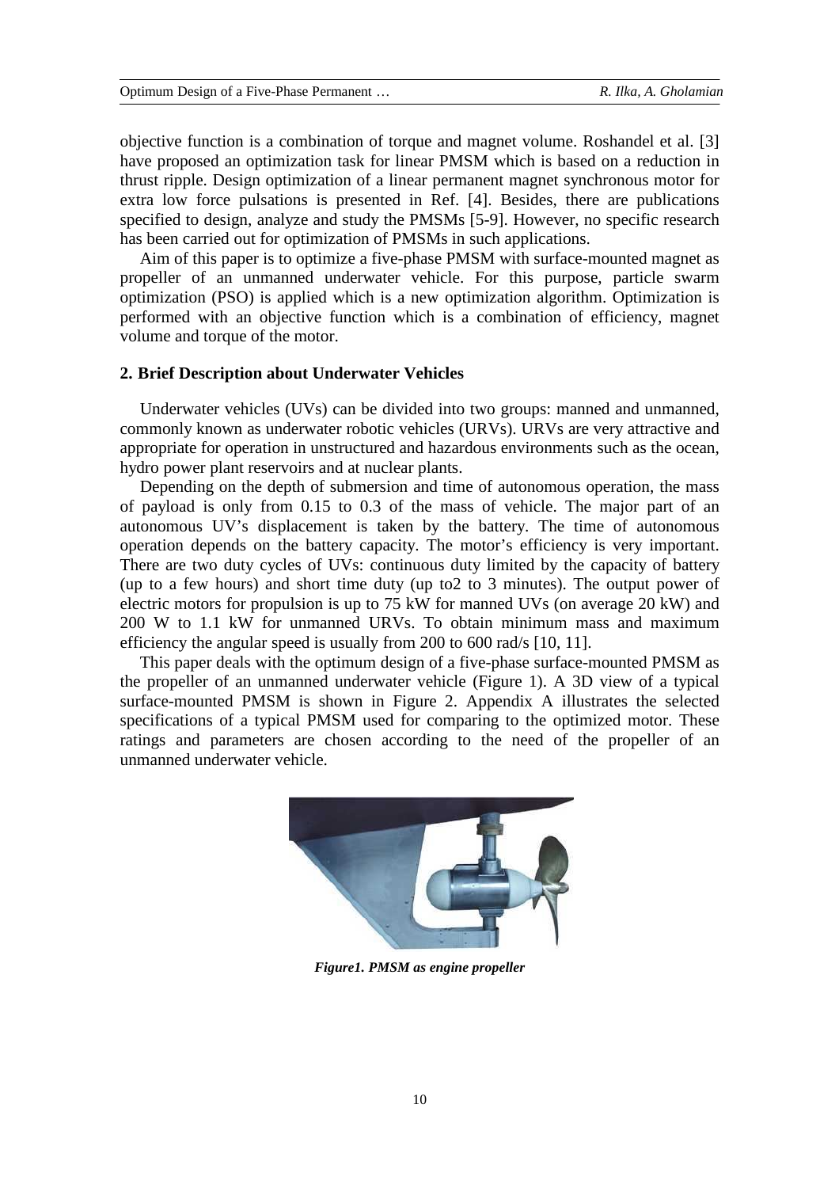objective function is a combination of torque and magnet volume. Roshandel et al. [3] have proposed an optimization task for linear PMSM which is based on a reduction in thrust ripple. Design optimization of a linear permanent magnet synchronous motor for extra low force pulsations is presented in Ref. [4]. Besides, there are publications specified to design, analyze and study the PMSMs [5-9]. However, no specific research has been carried out for optimization of PMSMs in such applications.

Aim of this paper is to optimize a five-phase PMSM with surface-mounted magnet as propeller of an unmanned underwater vehicle. For this purpose, particle swarm optimization (PSO) is applied which is a new optimization algorithm. Optimization is performed with an objective function which is a combination of efficiency, magnet volume and torque of the motor.

## 2. Brief Description about Underwater Vehicles

Underwater vehicles (UVs) can be divided into two groups: manned and unmanned, commonly known as underwater robotic vehicles (URVs). URVs are very attractive and appropriate for operation in unstructured and hazardous environments such as the ocean, hydro power plant reservoirs and at nuclear plants.

Depending on the depth of submersion and time of autonomous operation, the mass of payload is only from 0.15 to 0.3 of the mass of vehicle. The major part of an autonomous UV's displacement is taken by the battery. The time of autonomous operation depends on the battery capacity. The motor's efficiency is very important. There are two duty cycles of UVs: continuous duty limited by the capacity of battery (up to a few hours) and short time duty (up to2 to 3 minutes). The output power of electric motors for propulsion is up to 75 kW for manned UVs (on average 20 kW) and 200 W to 1.1 kW for unmanned URVs. To obtain minimum mass and maximum efficiency the angular speed is usually from 200 to 600 rad/s [10, 11].

This paper deals with the optimum design of a five-phase surface-mounted PMSM as the propeller of an unmanned underwater vehicle (Figure 1). A 3D view of a typical surface-mounted PMSM is shown in Figure 2. Appendix A illustrates the selected specifications of a typical PMSM used for comparing to the optimized motor. These ratings and parameters are chosen according to the need of the propeller of an unmanned underwater vehicle.

***Figure1. PMSM as engine propeller***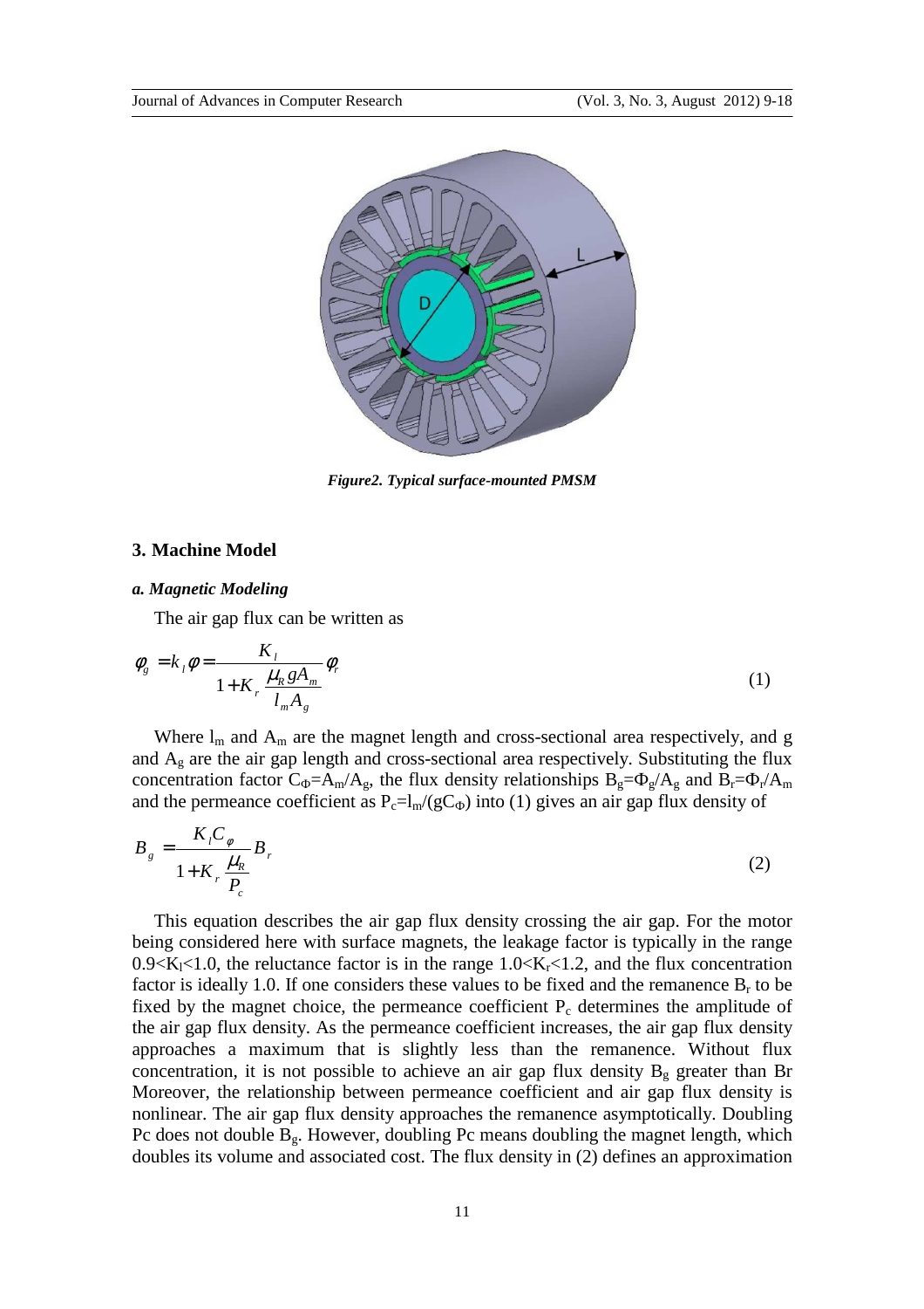*Figure2. Typical surface-mounted PMSM*

## 3. Machine Model

### *a. Magnetic Modeling*

The air gap flux can be written as

$$\phi_g = k_l \phi = \frac{K_l}{1 + K_r \dfrac{\mu_R g A_m}{l_m A_g}} \phi_r \tag{1}$$

Where $l_m$ and $A_m$ are the magnet length and cross-sectional area respectively, and g and $A_g$ are the air gap length and cross-sectional area respectively. Substituting the flux concentration factor $C_\Phi = A_m/A_g$, the flux density relationships $B_g = \Phi_g/A_g$ and $B_r = \Phi_r/A_m$ and the permeance coefficient as $P_c = l_m/(gC_\Phi)$ into (1) gives an air gap flux density of

$$B_g = \frac{K_l C_\varphi}{1 + K_r \dfrac{\mu_R}{P_c}} B_r \tag{2}$$

This equation describes the air gap flux density crossing the air gap. For the motor being considered here with surface magnets, the leakage factor is typically in the range $0.9<K_l<1.0$, the reluctance factor is in the range $1.0<K_r<1.2$, and the flux concentration factor is ideally 1.0. If one considers these values to be fixed and the remanence $B_r$ to be fixed by the magnet choice, the permeance coefficient $P_c$ determines the amplitude of the air gap flux density. As the permeance coefficient increases, the air gap flux density approaches a maximum that is slightly less than the remanence. Without flux concentration, it is not possible to achieve an air gap flux density $B_g$ greater than Br Moreover, the relationship between permeance coefficient and air gap flux density is nonlinear. The air gap flux density approaches the remanence asymptotically. Doubling Pc does not double $B_g$. However, doubling Pc means doubling the magnet length, which doubles its volume and associated cost. The flux density in (2) defines an approximation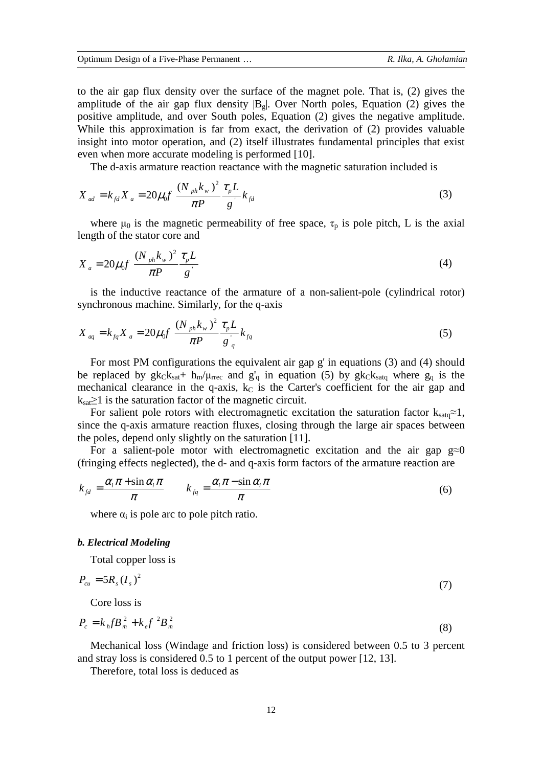to the air gap flux density over the surface of the magnet pole. That is, (2) gives the amplitude of the air gap flux density $|B_g|$. Over North poles, Equation (2) gives the positive amplitude, and over South poles, Equation (2) gives the negative amplitude. While this approximation is far from exact, the derivation of (2) provides valuable insight into motor operation, and (2) itself illustrates fundamental principles that exist even when more accurate modeling is performed [10].

The d-axis armature reaction reactance with the magnetic saturation included is

$$X_{ad} = k_{fd} X_a = 20\mu_0 f \frac{(N_{ph} k_w)^2}{\pi P} \frac{\tau_p L}{g^{'}} k_{fd} \tag{3}$$

where $\mu_0$ is the magnetic permeability of free space, $\tau_p$ is pole pitch, L is the axial length of the stator core and

$$X_a = 20\mu_0 f \frac{(N_{ph} k_w)^2}{\pi P} \frac{\tau_p L}{g^{'}} \tag{4}$$

is the inductive reactance of the armature of a non-salient-pole (cylindrical rotor) synchronous machine. Similarly, for the q-axis

$$X_{aq} = k_{fq} X_a = 20\mu_0 f \frac{(N_{ph} k_w)^2}{\pi P} \frac{\tau_p L}{g^{'}_{q}} k_{fq} \tag{5}$$

For most PM configurations the equivalent air gap g' in equations (3) and (4) should be replaced by $gk_C k_{sat} + h_m/\mu_{rrec}$ and $g'_q$ in equation (5) by $gk_C k_{satq}$ where $g_q$ is the mechanical clearance in the q-axis, $k_C$ is the Carter's coefficient for the air gap and $k_{sat} \geq 1$ is the saturation factor of the magnetic circuit.

For salient pole rotors with electromagnetic excitation the saturation factor $k_{satq} \approx 1$, since the q-axis armature reaction fluxes, closing through the large air spaces between the poles, depend only slightly on the saturation [11].

For a salient-pole motor with electromagnetic excitation and the air gap $g \approx 0$ (fringing effects neglected), the d- and q-axis form factors of the armature reaction are

$$k_{fd} = \frac{\alpha_i \pi + \sin \alpha_i \pi}{\pi} \qquad k_{fq} = \frac{\alpha_i \pi - \sin \alpha_i \pi}{\pi} \tag{6}$$

where $\alpha_i$ is pole arc to pole pitch ratio.

***b. Electrical Modeling***

Total copper loss is

$$P_{cu} = 5 R_s (I_s)^2 \tag{7}$$

Core loss is

$$P_c = k_h f B_m^2 + k_e f^{\,2} B_m^2 \tag{8}$$

Mechanical loss (Windage and friction loss) is considered between 0.5 to 3 percent and stray loss is considered 0.5 to 1 percent of the output power [12, 13].

Therefore, total loss is deduced as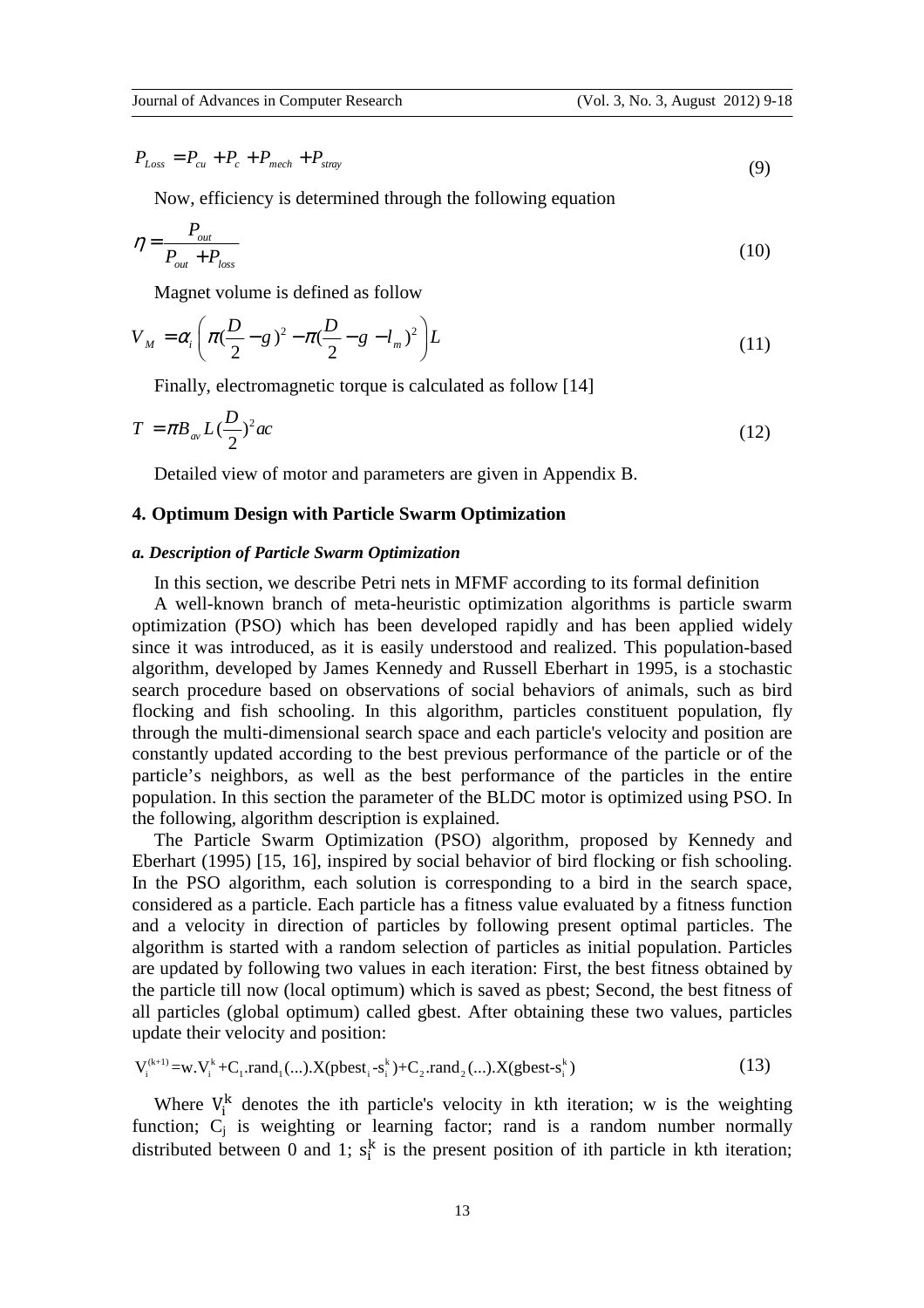$$P_{Loss} = P_{cu} + P_c + P_{mech} + P_{stray} \tag{9}$$

Now, efficiency is determined through the following equation

$$\eta = \frac{P_{out}}{P_{out} + P_{loss}} \tag{10}$$

Magnet volume is defined as follow

$$V_M = \alpha_i \left( \pi (\frac{D}{2} - g)^2 - \pi (\frac{D}{2} - g - l_m)^2 \right) L \tag{11}$$

Finally, electromagnetic torque is calculated as follow [14]

$$T = \pi B_{av} L (\frac{D}{2})^2 ac \tag{12}$$

Detailed view of motor and parameters are given in Appendix B.

## 4. Optimum Design with Particle Swarm Optimization

### *a. Description of Particle Swarm Optimization*

In this section, we describe Petri nets in MFMF according to its formal definition

A well-known branch of meta-heuristic optimization algorithms is particle swarm optimization (PSO) which has been developed rapidly and has been applied widely since it was introduced, as it is easily understood and realized. This population-based algorithm, developed by James Kennedy and Russell Eberhart in 1995, is a stochastic search procedure based on observations of social behaviors of animals, such as bird flocking and fish schooling. In this algorithm, particles constituent population, fly through the multi-dimensional search space and each particle's velocity and position are constantly updated according to the best previous performance of the particle or of the particle's neighbors, as well as the best performance of the particles in the entire population. In this section the parameter of the BLDC motor is optimized using PSO. In the following, algorithm description is explained.

The Particle Swarm Optimization (PSO) algorithm, proposed by Kennedy and Eberhart (1995) [15, 16], inspired by social behavior of bird flocking or fish schooling. In the PSO algorithm, each solution is corresponding to a bird in the search space, considered as a particle. Each particle has a fitness value evaluated by a fitness function and a velocity in direction of particles by following present optimal particles. The algorithm is started with a random selection of particles as initial population. Particles are updated by following two values in each iteration: First, the best fitness obtained by the particle till now (local optimum) which is saved as pbest; Second, the best fitness of all particles (global optimum) called gbest. After obtaining these two values, particles update their velocity and position:

$$V_i^{(k+1)} = w.V_i^k + C_1.rand_1(...).X(pbest_i - s_i^k) + C_2.rand_2(...).X(gbest - s_i^k) \tag{13}$$

Where $V_i^k$ denotes the ith particle's velocity in kth iteration; w is the weighting function; $C_j$ is weighting or learning factor; rand is a random number normally distributed between 0 and 1; $s_i^k$ is the present position of ith particle in kth iteration;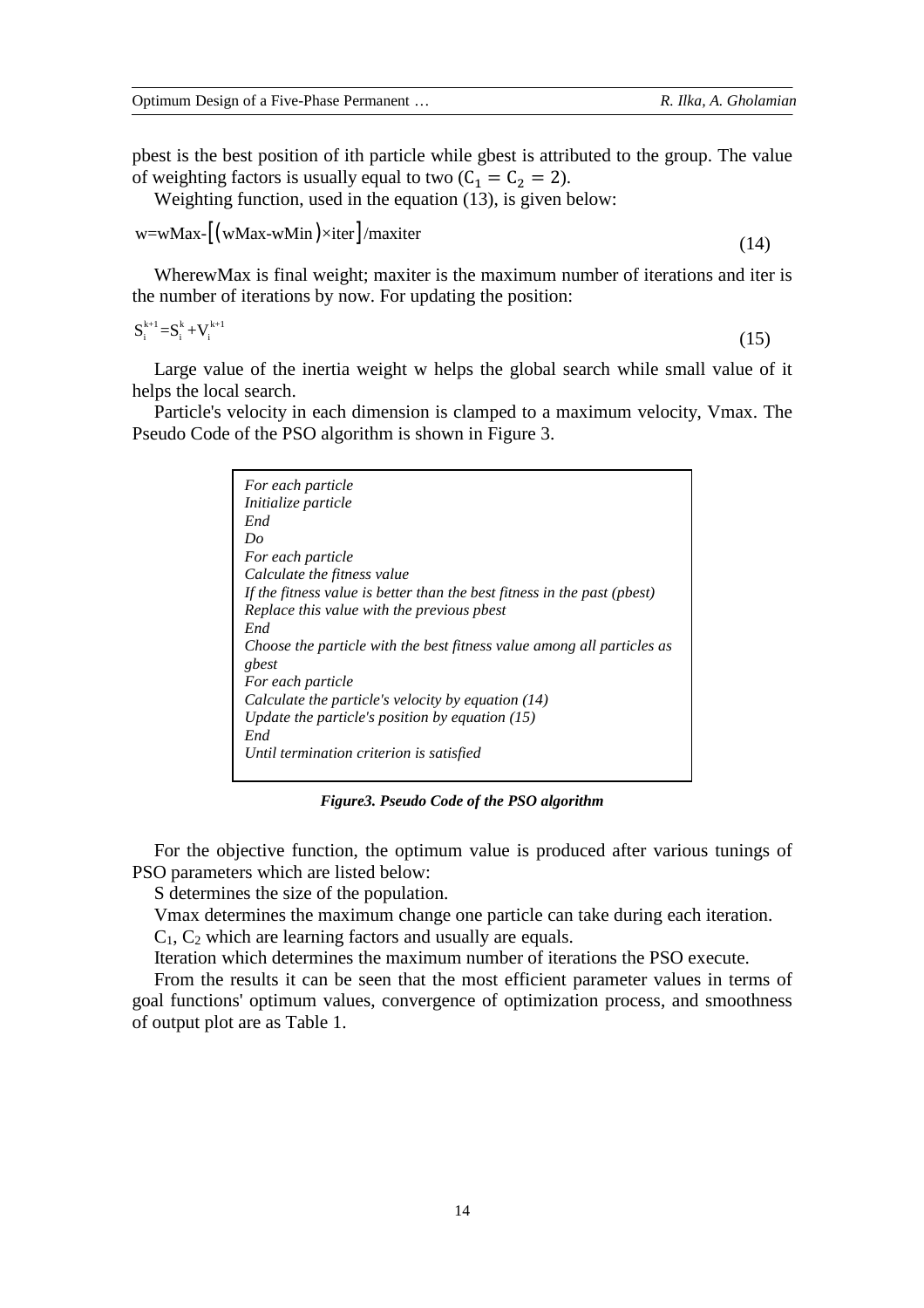pbest is the best position of ith particle while gbest is attributed to the group. The value of weighting factors is usually equal to two ($C_1 = C_2 = 2$).

Weighting function, used in the equation (13), is given below:

$$w = wMax - \left[ \left( wMax - wMin \right) \times iter \right] / maxiter \tag{14}$$

WherewMax is final weight; maxiter is the maximum number of iterations and iter is the number of iterations by now. For updating the position:

$$S_i^{k+1} = S_i^k + V_i^{k+1} \tag{15}$$

Large value of the inertia weight w helps the global search while small value of it helps the local search.

Particle's velocity in each dimension is clamped to a maximum velocity, Vmax. The Pseudo Code of the PSO algorithm is shown in Figure 3.

```
For each particle
Initialize particle
End
Do
For each particle
Calculate the fitness value
If the fitness value is better than the best fitness in the past (pbest)
Replace this value with the previous pbest
End
Choose the particle with the best fitness value among all particles as
gbest
For each particle
Calculate the particle's velocity by equation (14)
Update the particle's position by equation (15)
End
Until termination criterion is satisfied
```

***Figure3. Pseudo Code of the PSO algorithm***

For the objective function, the optimum value is produced after various tunings of PSO parameters which are listed below:

S determines the size of the population.

Vmax determines the maximum change one particle can take during each iteration.

$C_1$, $C_2$ which are learning factors and usually are equals.

Iteration which determines the maximum number of iterations the PSO execute.

From the results it can be seen that the most efficient parameter values in terms of goal functions' optimum values, convergence of optimization process, and smoothness of output plot are as Table 1.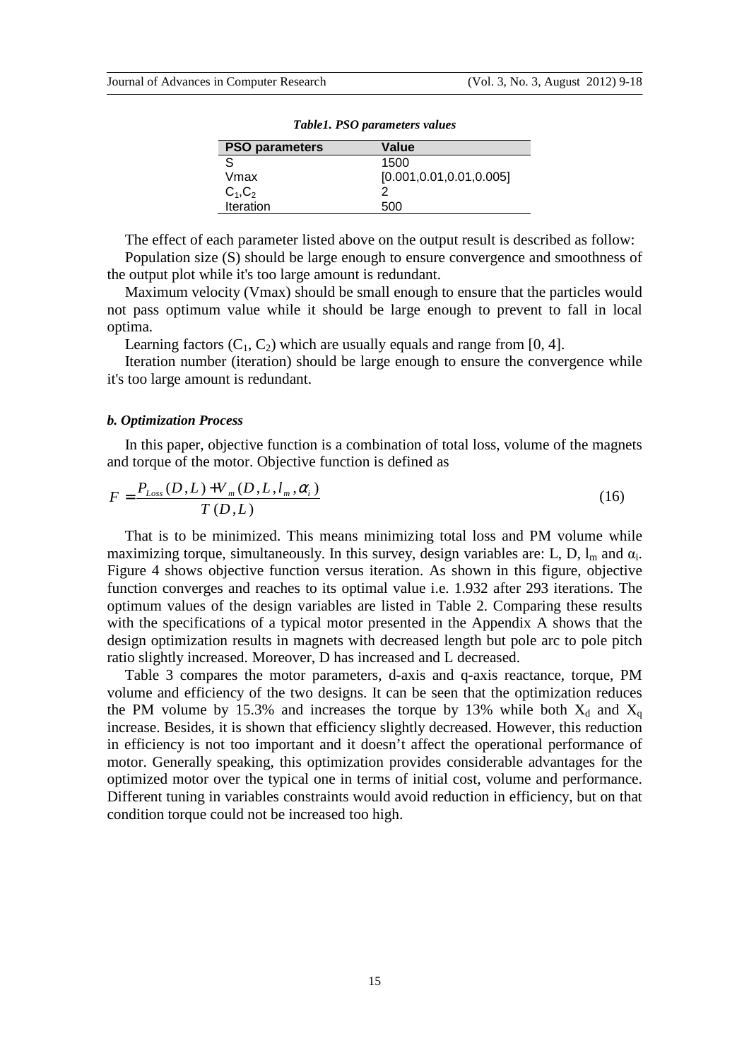*Table1. PSO parameters values*

| PSO parameters | Value |
|---|---|
| S | 1500 |
| Vmax | [0.001,0.01,0.01,0.005] |
| $C_1$,$C_2$ | 2 |
| Iteration | 500 |

The effect of each parameter listed above on the output result is described as follow:

Population size (S) should be large enough to ensure convergence and smoothness of the output plot while it's too large amount is redundant.

Maximum velocity (Vmax) should be small enough to ensure that the particles would not pass optimum value while it should be large enough to prevent to fall in local optima.

Learning factors ($C_1$, $C_2$) which are usually equals and range from [0, 4].

Iteration number (iteration) should be large enough to ensure the convergence while it's too large amount is redundant.

### *b. Optimization Process*

In this paper, objective function is a combination of total loss, volume of the magnets and torque of the motor. Objective function is defined as

$$F = \frac{P_{Loss}(D,L) + V_m(D,L,l_m,\alpha_i)}{T(D,L)} \tag{16}$$

That is to be minimized. This means minimizing total loss and PM volume while maximizing torque, simultaneously. In this survey, design variables are: L, D, $l_m$ and $\alpha_i$. Figure 4 shows objective function versus iteration. As shown in this figure, objective function converges and reaches to its optimal value i.e. 1.932 after 293 iterations. The optimum values of the design variables are listed in Table 2. Comparing these results with the specifications of a typical motor presented in the Appendix A shows that the design optimization results in magnets with decreased length but pole arc to pole pitch ratio slightly increased. Moreover, D has increased and L decreased.

Table 3 compares the motor parameters, d-axis and q-axis reactance, torque, PM volume and efficiency of the two designs. It can be seen that the optimization reduces the PM volume by 15.3% and increases the torque by 13% while both $X_d$ and $X_q$ increase. Besides, it is shown that efficiency slightly decreased. However, this reduction in efficiency is not too important and it doesn't affect the operational performance of motor. Generally speaking, this optimization provides considerable advantages for the optimized motor over the typical one in terms of initial cost, volume and performance. Different tuning in variables constraints would avoid reduction in efficiency, but on that condition torque could not be increased too high.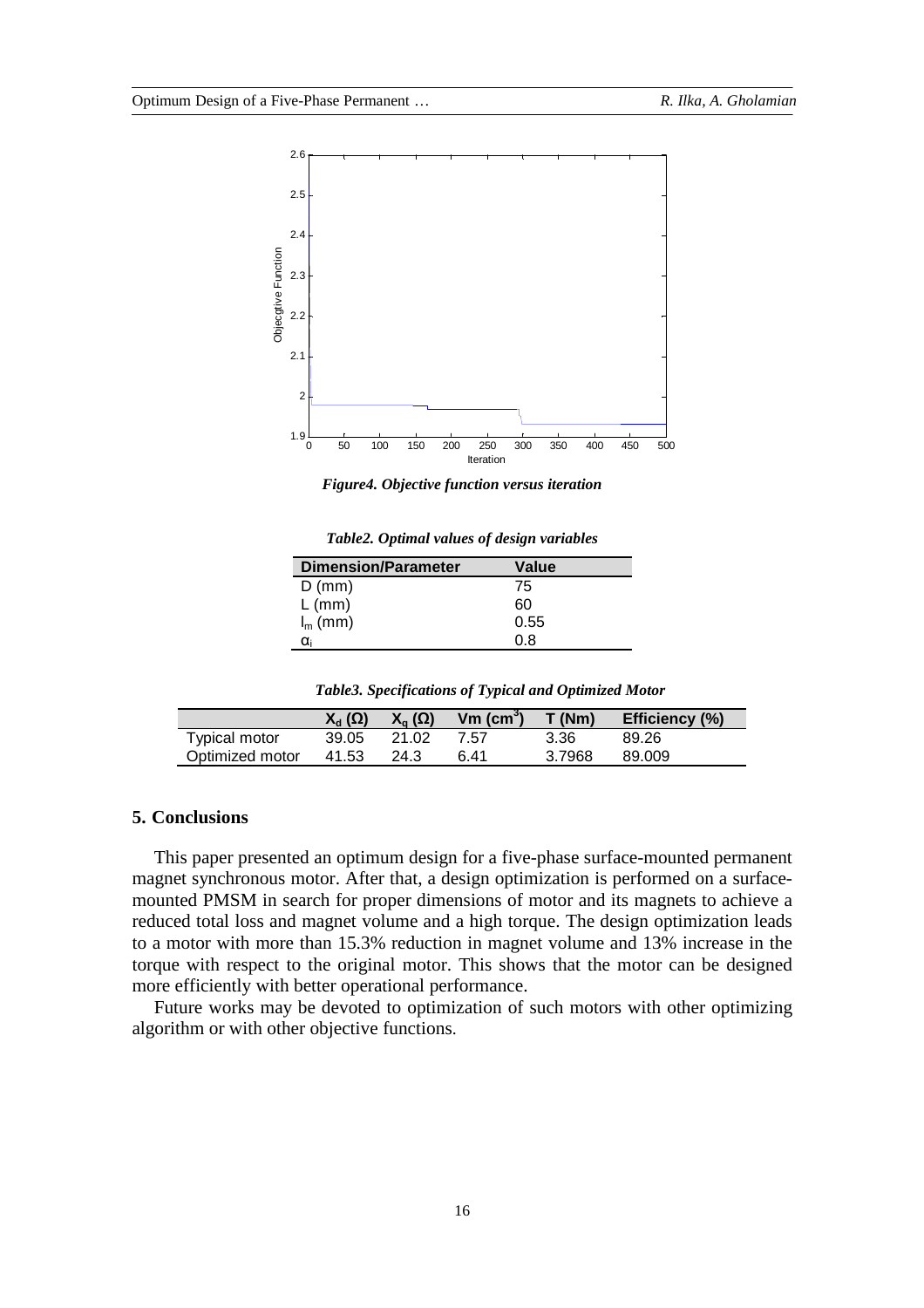*Figure4. Objective function versus iteration*

*Table2. Optimal values of design variables*

| Dimension/Parameter | Value |
|---|---|
| D (mm) | 75 |
| L (mm) | 60 |
| $l_m$ (mm) | 0.55 |
| $\alpha_i$ | 0.8 |

*Table3. Specifications of Typical and Optimized Motor*

| | $X_d$ (Ω) | $X_q$ (Ω) | Vm ($cm^3$) | T (Nm) | Efficiency (%) |
|---|---|---|---|---|---|
| Typical motor | 39.05 | 21.02 | 7.57 | 3.36 | 89.26 |
| Optimized motor | 41.53 | 24.3 | 6.41 | 3.7968 | 89.009 |

## 5. Conclusions

This paper presented an optimum design for a five-phase surface-mounted permanent magnet synchronous motor. After that, a design optimization is performed on a surface-mounted PMSM in search for proper dimensions of motor and its magnets to achieve a reduced total loss and magnet volume and a high torque. The design optimization leads to a motor with more than 15.3% reduction in magnet volume and 13% increase in the torque with respect to the original motor. This shows that the motor can be designed more efficiently with better operational performance.

Future works may be devoted to optimization of such motors with other optimizing algorithm or with other objective functions.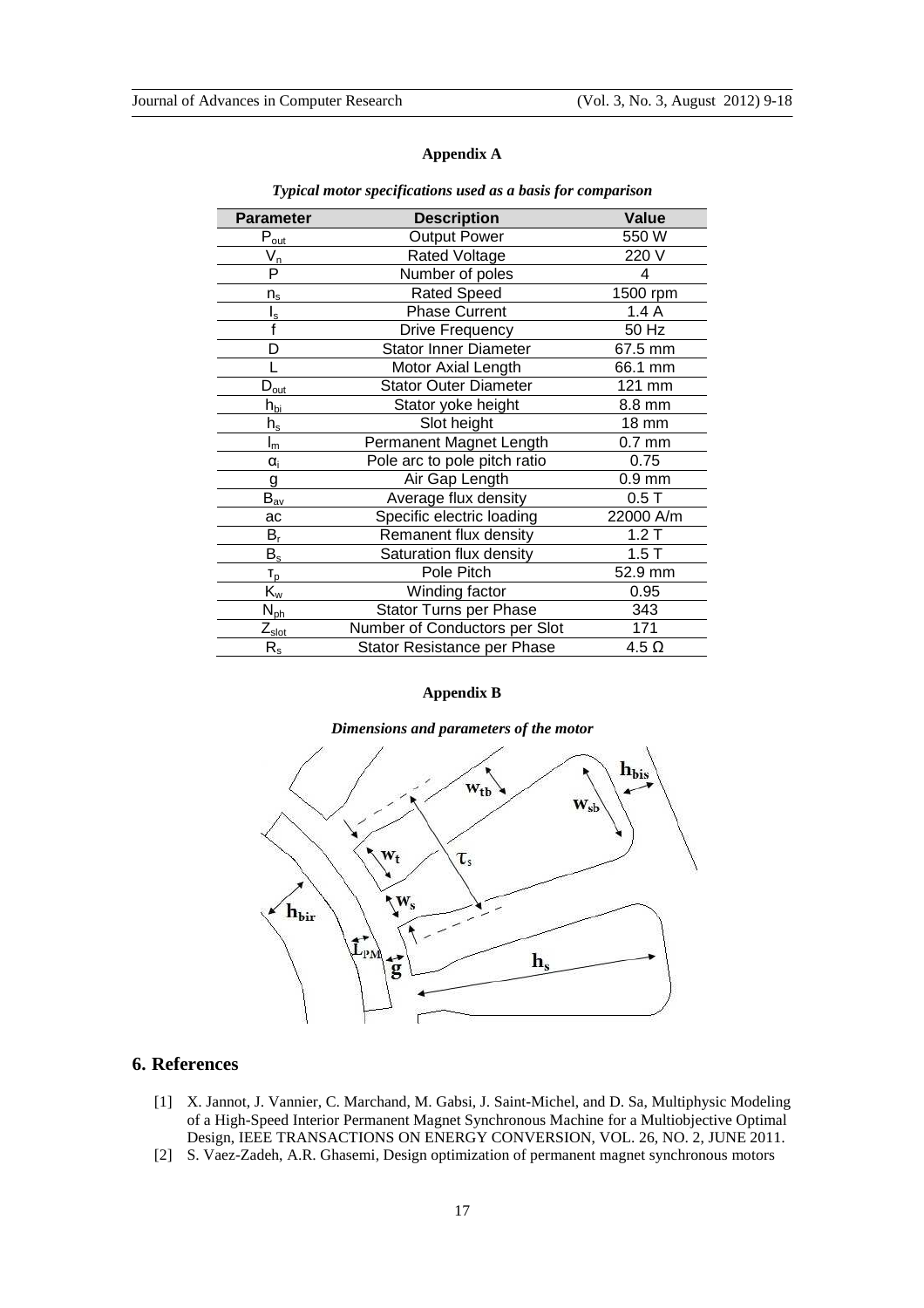**Appendix A**

***Typical motor specifications used as a basis for comparison***

| Parameter | Description | Value |
|---|---|---|
| $P_{out}$ | Output Power | 550 W |
| $V_n$ | Rated Voltage | 220 V |
| P | Number of poles | 4 |
| $n_s$ | Rated Speed | 1500 rpm |
| $I_s$ | Phase Current | 1.4 A |
| f | Drive Frequency | 50 Hz |
| D | Stator Inner Diameter | 67.5 mm |
| L | Motor Axial Length | 66.1 mm |
| $D_{out}$ | Stator Outer Diameter | 121 mm |
| $h_{bi}$ | Stator yoke height | 8.8 mm |
| $h_s$ | Slot height | 18 mm |
| $l_m$ | Permanent Magnet Length | 0.7 mm |
| $\alpha_i$ | Pole arc to pole pitch ratio | 0.75 |
| g | Air Gap Length | 0.9 mm |
| $B_{av}$ | Average flux density | 0.5 T |
| ac | Specific electric loading | 22000 A/m |
| $B_r$ | Remanent flux density | 1.2 T |
| $B_s$ | Saturation flux density | 1.5 T |
| $\tau_p$ | Pole Pitch | 52.9 mm |
| $K_w$ | Winding factor | 0.95 |
| $N_{ph}$ | Stator Turns per Phase | 343 |
| $Z_{slot}$ | Number of Conductors per Slot | 171 |
| $R_s$ | Stator Resistance per Phase | 4.5 Ω |

**Appendix B**

***Dimensions and parameters of the motor***

## 6. References

[1] X. Jannot, J. Vannier, C. Marchand, M. Gabsi, J. Saint-Michel, and D. Sa, Multiphysic Modeling of a High-Speed Interior Permanent Magnet Synchronous Machine for a Multiobjective Optimal Design, IEEE TRANSACTIONS ON ENERGY CONVERSION, VOL. 26, NO. 2, JUNE 2011.

[2] S. Vaez-Zadeh, A.R. Ghasemi, Design optimization of permanent magnet synchronous motors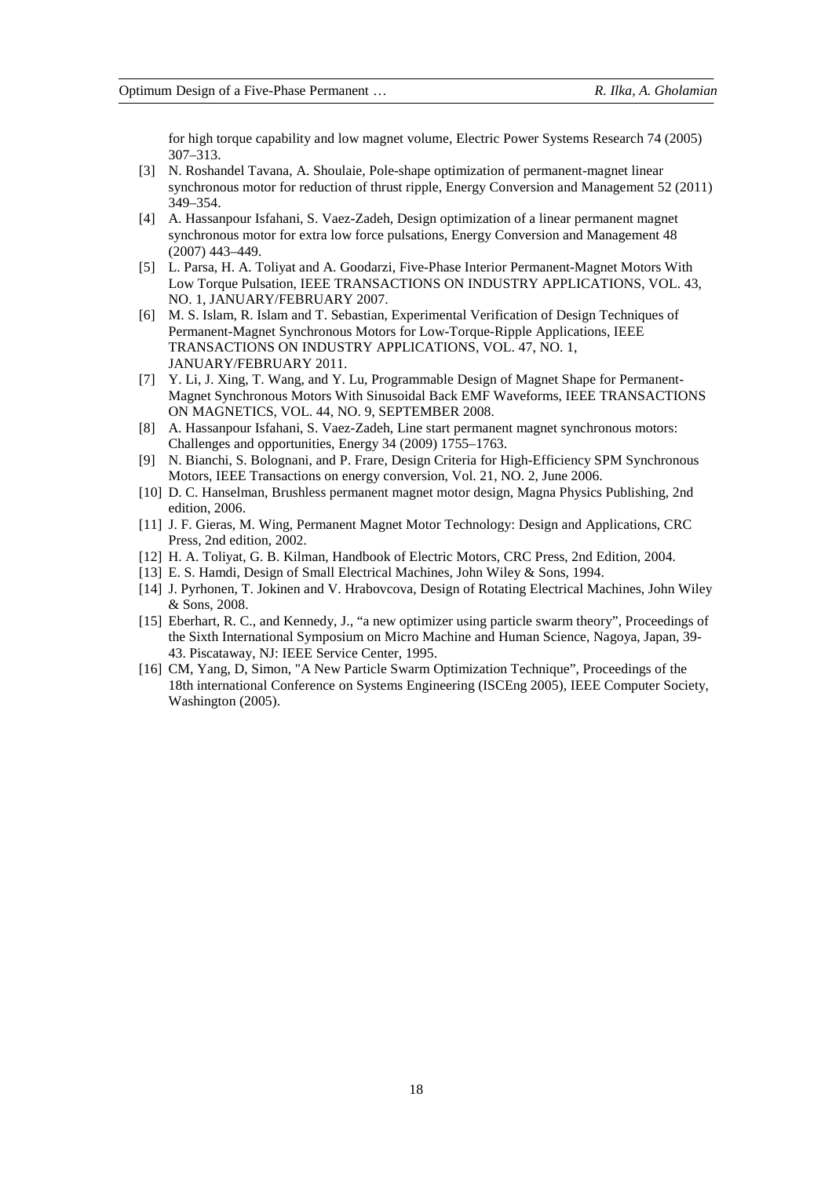for high torque capability and low magnet volume, Electric Power Systems Research 74 (2005) 307–313.

[3] N. Roshandel Tavana, A. Shoulaie, Pole-shape optimization of permanent-magnet linear synchronous motor for reduction of thrust ripple, Energy Conversion and Management 52 (2011) 349–354.

[4] A. Hassanpour Isfahani, S. Vaez-Zadeh, Design optimization of a linear permanent magnet synchronous motor for extra low force pulsations, Energy Conversion and Management 48 (2007) 443–449.

[5] L. Parsa, H. A. Toliyat and A. Goodarzi, Five-Phase Interior Permanent-Magnet Motors With Low Torque Pulsation, IEEE TRANSACTIONS ON INDUSTRY APPLICATIONS, VOL. 43, NO. 1, JANUARY/FEBRUARY 2007.

[6] M. S. Islam, R. Islam and T. Sebastian, Experimental Verification of Design Techniques of Permanent-Magnet Synchronous Motors for Low-Torque-Ripple Applications, IEEE TRANSACTIONS ON INDUSTRY APPLICATIONS, VOL. 47, NO. 1, JANUARY/FEBRUARY 2011.

[7] Y. Li, J. Xing, T. Wang, and Y. Lu, Programmable Design of Magnet Shape for Permanent-Magnet Synchronous Motors With Sinusoidal Back EMF Waveforms, IEEE TRANSACTIONS ON MAGNETICS, VOL. 44, NO. 9, SEPTEMBER 2008.

[8] A. Hassanpour Isfahani, S. Vaez-Zadeh, Line start permanent magnet synchronous motors: Challenges and opportunities, Energy 34 (2009) 1755–1763.

[9] N. Bianchi, S. Bolognani, and P. Frare, Design Criteria for High-Efficiency SPM Synchronous Motors, IEEE Transactions on energy conversion, Vol. 21, NO. 2, June 2006.

[10] D. C. Hanselman, Brushless permanent magnet motor design, Magna Physics Publishing, 2nd edition, 2006.

[11] J. F. Gieras, M. Wing, Permanent Magnet Motor Technology: Design and Applications, CRC Press, 2nd edition, 2002.

[12] H. A. Toliyat, G. B. Kilman, Handbook of Electric Motors, CRC Press, 2nd Edition, 2004.

[13] E. S. Hamdi, Design of Small Electrical Machines, John Wiley & Sons, 1994.

[14] J. Pyrhonen, T. Jokinen and V. Hrabovcova, Design of Rotating Electrical Machines, John Wiley & Sons, 2008.

[15] Eberhart, R. C., and Kennedy, J., "a new optimizer using particle swarm theory", Proceedings of the Sixth International Symposium on Micro Machine and Human Science, Nagoya, Japan, 39-43. Piscataway, NJ: IEEE Service Center, 1995.

[16] CM, Yang, D, Simon, "A New Particle Swarm Optimization Technique", Proceedings of the 18th international Conference on Systems Engineering (ISCEng 2005), IEEE Computer Society, Washington (2005).